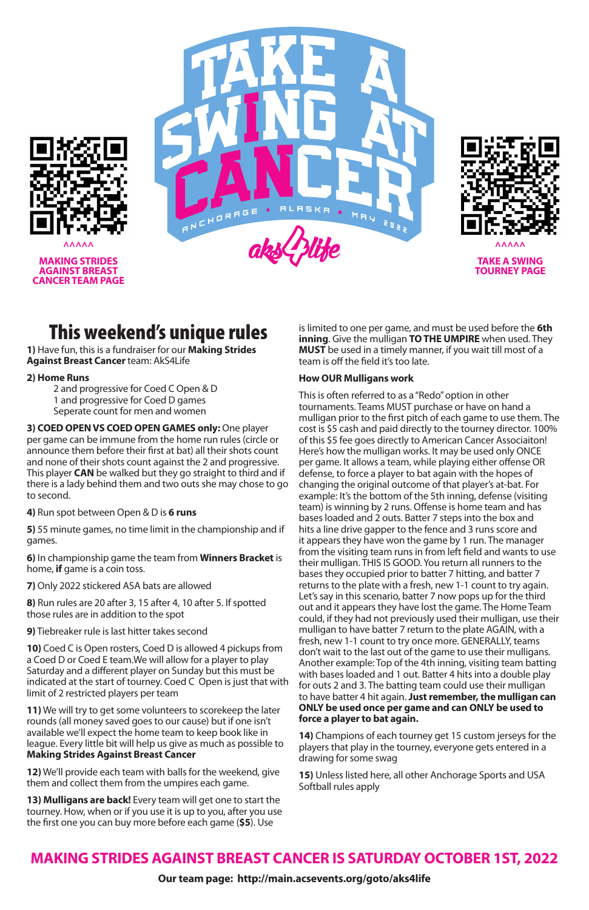# TAKE A SWING AT CANCER

ANCHORAGE • ALASKA • MAY 2022

aks4life

^^^^^

**MAKING STRIDES AGAINST BREAST CANCER TEAM PAGE**

^^^^^

**TAKE A SWING TOURNEY PAGE**

## This weekend's unique rules

**1)** Have fun, this is a fundraiser for our **Making Strides Against Breast Cancer** team: AkS4Life

**2) Home Runs**

2 and progressive for Coed C Open & D
1 and progressive for Coed D games
Seperate count for men and women

**3) COED OPEN VS COED OPEN GAMES only:** One player per game can be immune from the home run rules (circle or announce them before their first at bat) all their shots count and none of their shots count against the 2 and progressive. This player **CAN** be walked but they go straight to third and if there is a lady behind them and two outs she may chose to go to second.

**4)** Run spot between Open & D is **6 runs**

**5)** 55 minute games, no time limit in the championship and if games.

**6)** In championship game the team from **Winners Bracket** is home, **if** game is a coin toss.

**7)** Only 2022 stickered ASA bats are allowed

**8)** Run rules are 20 after 3, 15 after 4, 10 after 5. If spotted those rules are in addition to the spot

**9)** Tiebreaker rule is last hitter takes second

**10)** Coed C is Open rosters, Coed D is allowed 4 pickups from a Coed D or Coed E team.We will allow for a player to play Saturday and a different player on Sunday but this must be indicated at the start of tourney. Coed C Open is just that with limit of 2 restricted players per team

**11)** We will try to get some volunteers to scorekeep the later rounds (all money saved goes to our cause) but if one isn't available we'll expect the home team to keep book like in league. Every little bit will help us give as much as possible to **Making Strides Against Breast Cancer**

**12)** We'll provide each team with balls for the weekend, give them and collect them from the umpires each game.

**13) Mulligans are back!** Every team will get one to start the tourney. How, when or if you use it is up to you, after you use the first one you can buy more before each game (**$5**). Use is limited to one per game, and must be used before the **6th inning**. Give the mulligan **TO THE UMPIRE** when used. They **MUST** be used in a timely manner, if you wait till most of a team is off the field it's too late.

### How OUR Mulligans work

This is often referred to as a "Redo" option in other tournaments. Teams MUST purchase or have on hand a mulligan prior to the first pitch of each game to use them. The cost is $5 cash and paid directly to the tourney director. 100% of this $5 fee goes directly to American Cancer Associaiton! Here's how the mulligan works. It may be used only ONCE per game. It allows a team, while playing either offense OR defense, to force a player to bat again with the hopes of changing the original outcome of that player's at-bat. For example: It's the bottom of the 5th inning, defense (visiting team) is winning by 2 runs. Offense is home team and has bases loaded and 2 outs. Batter 7 steps into the box and hits a line drive gapper to the fence and 3 runs score and it appears they have won the game by 1 run. The manager from the visiting team runs in from left field and wants to use their mulligan. THIS IS GOOD. You return all runners to the bases they occupied prior to batter 7 hitting, and batter 7 returns to the plate with a fresh, new 1-1 count to try again. Let's say in this scenario, batter 7 now pops up for the third out and it appears they have lost the game. The Home Team could, if they had not previously used their mulligan, use their mulligan to have batter 7 return to the plate AGAIN, with a fresh, new 1-1 count to try once more. GENERALLY, teams don't wait to the last out of the game to use their mulligans. Another example: Top of the 4th inning, visiting team batting with bases loaded and 1 out. Batter 4 hits into a double play for outs 2 and 3. The batting team could use their mulligan to have batter 4 hit again. **Just remember, the mulligan can ONLY be used once per game and can ONLY be used to force a player to bat again.**

**14)** Champions of each tourney get 15 custom jerseys for the players that play in the tourney, everyone gets entered in a drawing for some swag

**15)** Unless listed here, all other Anchorage Sports and USA Softball rules apply

**MAKING STRIDES AGAINST BREAST CANCER IS SATURDAY OCTOBER 1ST, 2022**

**Our team page: http://main.acsevents.org/goto/aks4life**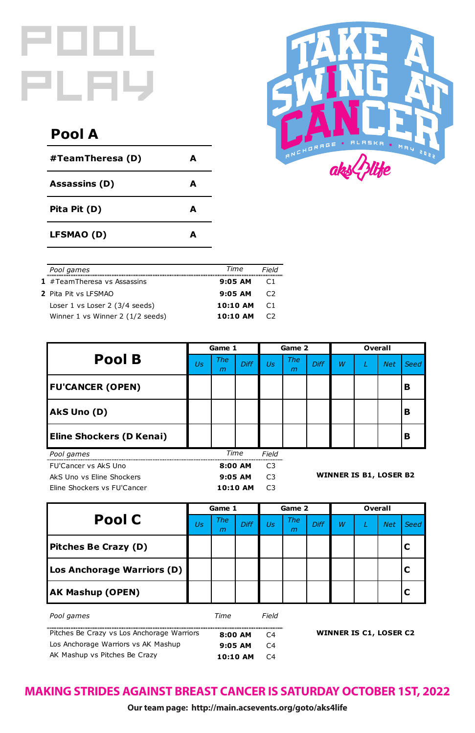# POOL PLAY

TAKE A SWING AT CANCER
ANCHORAGE • ALASKA • MAY 2022
aks4life

## Pool A

| | |
|---|---|
| **#TeamTheresa (D)** | **A** |
| **Assassins (D)** | **A** |
| **Pita Pit (D)** | **A** |
| **LFSMAO (D)** | **A** |

| | *Pool games* | Time | *Field* |
|---|---|---|---|
| **1** | #TeamTheresa vs Assassins | **9:05 AM** | C1 |
| **2** | Pita Pit vs LFSMAO | **9:05 AM** | C2 |
| | Loser 1 vs Loser 2 (3/4 seeds) | **10:10 AM** | C1 |
| | Winner 1 vs Winner 2 (1/2 seeds) | **10:10 AM** | C2 |

| **Pool B** | **Game 1** | | | **Game 2** | | | **Overall** | | | |
|---|---|---|---|---|---|---|---|---|---|---|
| | *Us* | *Them* | *Diff* | *Us* | *Them* | *Diff* | *W* | *L* | *Net* | *Seed* |
| **FU'CANCER (OPEN)** | | | | | | | | | | **B** |
| **AkS Uno (D)** | | | | | | | | | | **B** |
| **Eline Shockers (D Kenai)** | | | | | | | | | | **B** |

| *Pool games* | Time | *Field* |
|---|---|---|
| FU'Cancer vs AkS Uno | **8:00 AM** | C3 |
| AkS Uno vs Eline Shockers | **9:05 AM** | C3 |
| Eline Shockers vs FU'Cancer | **10:10 AM** | C3 |

**WINNER IS B1, LOSER B2**

| **Pool C** | **Game 1** | | | **Game 2** | | | **Overall** | | | |
|---|---|---|---|---|---|---|---|---|---|---|
| | *Us* | *Them* | *Diff* | *Us* | *Them* | *Diff* | *W* | *L* | *Net* | *Seed* |
| **Pitches Be Crazy (D)** | | | | | | | | | | **C** |
| **Los Anchorage Warriors (D)** | | | | | | | | | | **C** |
| **AK Mashup (OPEN)** | | | | | | | | | | **C** |

| *Pool games* | *Time* | *Field* |
|---|---|---|
| Pitches Be Crazy vs Los Anchorage Warriors | **8:00 AM** | C4 |
| Los Anchorage Warriors vs AK Mashup | **9:05 AM** | C4 |
| AK Mashup vs Pitches Be Crazy | **10:10 AM** | C4 |

**WINNER IS C1, LOSER C2**

**MAKING STRIDES AGAINST BREAST CANCER IS SATURDAY OCTOBER 1ST, 2022**

**Our team page: http://main.acsevents.org/goto/aks4life**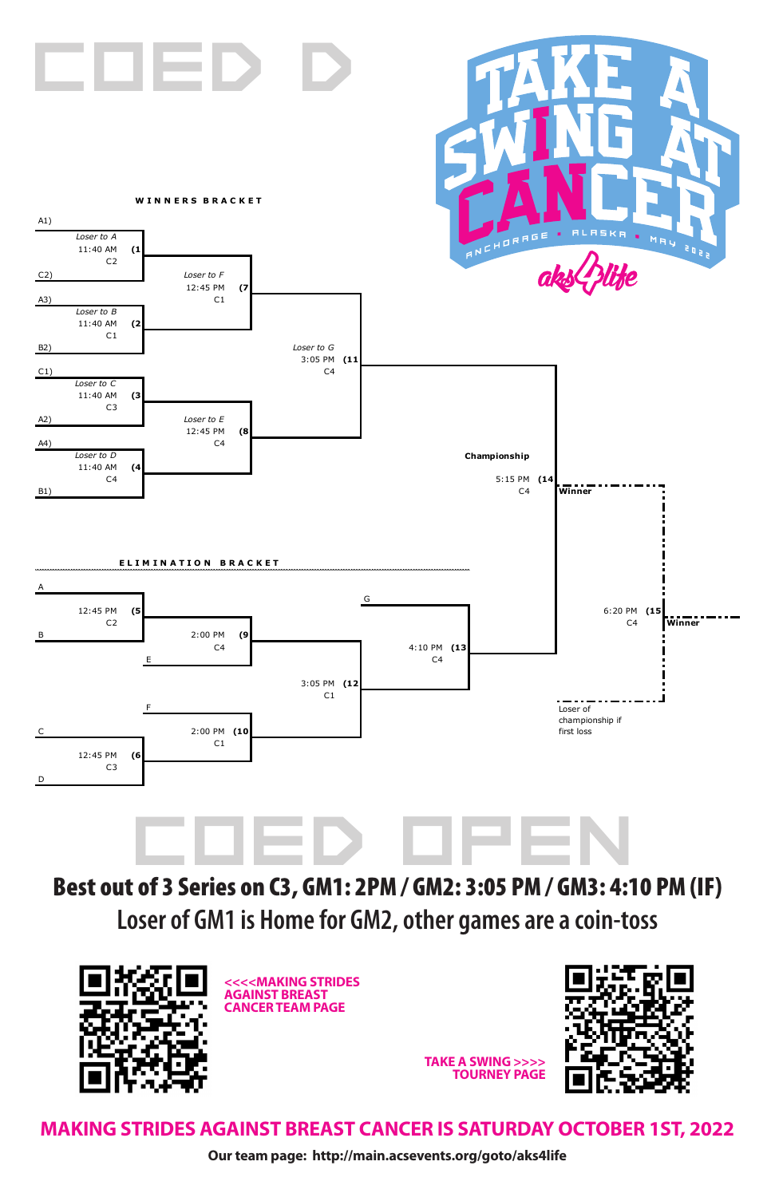# COED D

**WINNERS BRACKET**

A1)
*Loser to A*
11:40 AM (1
C2
C2)

A3)
*Loser to B*
11:40 AM (2
C1
B2)

C1)
*Loser to C*
11:40 AM (3
C3
A2)

A4)
*Loser to D*
11:40 AM (4
C4
B1)

*Loser to F*
12:45 PM (7
C1

*Loser to E*
12:45 PM (8
C4

*Loser to G*
3:05 PM (11
C4

**Championship**
5:15 PM (14
C4
**Winner**

**ELIMINATION BRACKET**

A
12:45 PM (5
C2
B

C
12:45 PM (6
C3
D

E
2:00 PM (9
C4

F
2:00 PM (10
C1

3:05 PM (12
C1

G
4:10 PM (13
C4

6:20 PM (15
C4
**Winner**

Loser of championship if first loss

TAKE A SWING AT CANCER
ANCHORAGE • ALASKA • MAY 2022
aks4life

# COED OPEN

## Best out of 3 Series on C3, GM1: 2PM / GM2: 3:05 PM / GM3: 4:10 PM (IF)

### Loser of GM1 is Home for GM2, other games are a coin-toss

<<<<MAKING STRIDES AGAINST BREAST CANCER TEAM PAGE

TAKE A SWING >>>> TOURNEY PAGE

**MAKING STRIDES AGAINST BREAST CANCER IS SATURDAY OCTOBER 1ST, 2022**

**Our team page: http://main.acsevents.org/goto/aks4life**